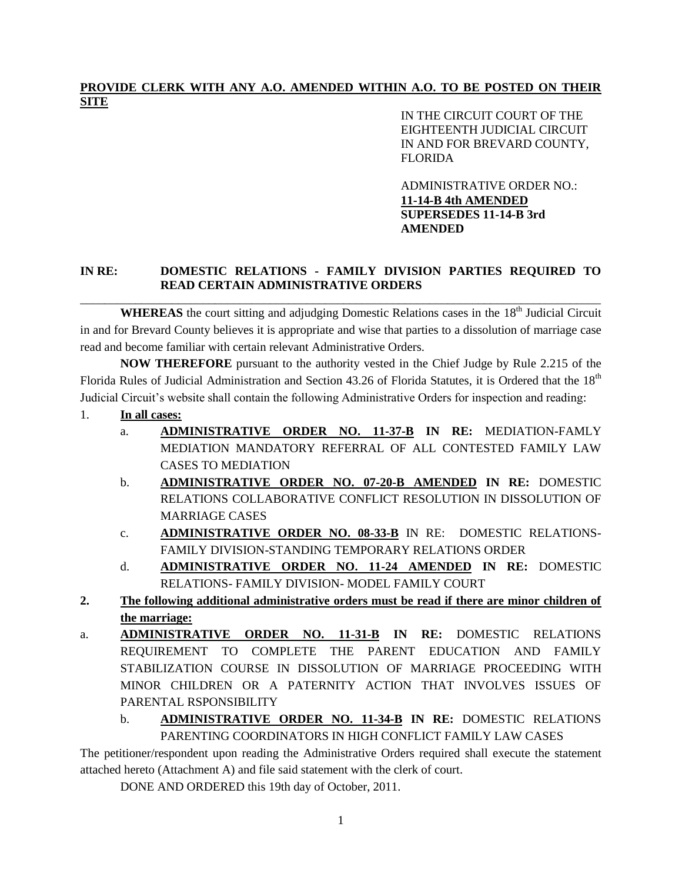**PROVIDE CLERK WITH ANY A.O. AMENDED WITHIN A.O. TO BE POSTED ON THEIR SITE**

IN THE CIRCUIT COURT OF THE EIGHTEENTH JUDICIAL CIRCUIT IN AND FOR BREVARD COUNTY, FLORIDA

ADMINISTRATIVE ORDER NO.: **11-14-B 4th AMENDED**
**SUPERSEDES 11-14-B 3rd AMENDED**

**IN RE: DOMESTIC RELATIONS - FAMILY DIVISION PARTIES REQUIRED TO READ CERTAIN ADMINISTRATIVE ORDERS**

---

**WHEREAS** the court sitting and adjudging Domestic Relations cases in the 18th Judicial Circuit in and for Brevard County believes it is appropriate and wise that parties to a dissolution of marriage case read and become familiar with certain relevant Administrative Orders.

**NOW THEREFORE** pursuant to the authority vested in the Chief Judge by Rule 2.215 of the Florida Rules of Judicial Administration and Section 43.26 of Florida Statutes, it is Ordered that the 18th Judicial Circuit's website shall contain the following Administrative Orders for inspection and reading:

1. **In all cases:**
   a. **ADMINISTRATIVE ORDER NO. 11-37-B IN RE:** MEDIATION-FAMLY MEDIATION MANDATORY REFERRAL OF ALL CONTESTED FAMILY LAW CASES TO MEDIATION
   b. **ADMINISTRATIVE ORDER NO. 07-20-B AMENDED IN RE:** DOMESTIC RELATIONS COLLABORATIVE CONFLICT RESOLUTION IN DISSOLUTION OF MARRIAGE CASES
   c. **ADMINISTRATIVE ORDER NO. 08-33-B** IN RE: DOMESTIC RELATIONS-FAMILY DIVISION-STANDING TEMPORARY RELATIONS ORDER
   d. **ADMINISTRATIVE ORDER NO. 11-24 AMENDED IN RE:** DOMESTIC RELATIONS- FAMILY DIVISION- MODEL FAMILY COURT

2. **The following additional administrative orders must be read if there are minor children of the marriage:**

a. **ADMINISTRATIVE ORDER NO. 11-31-B IN RE:** DOMESTIC RELATIONS REQUIREMENT TO COMPLETE THE PARENT EDUCATION AND FAMILY STABILIZATION COURSE IN DISSOLUTION OF MARRIAGE PROCEEDING WITH MINOR CHILDREN OR A PATERNITY ACTION THAT INVOLVES ISSUES OF PARENTAL RSPONSIBILITY

b. **ADMINISTRATIVE ORDER NO. 11-34-B IN RE:** DOMESTIC RELATIONS PARENTING COORDINATORS IN HIGH CONFLICT FAMILY LAW CASES

The petitioner/respondent upon reading the Administrative Orders required shall execute the statement attached hereto (Attachment A) and file said statement with the clerk of court.

DONE AND ORDERED this 19th day of October, 2011.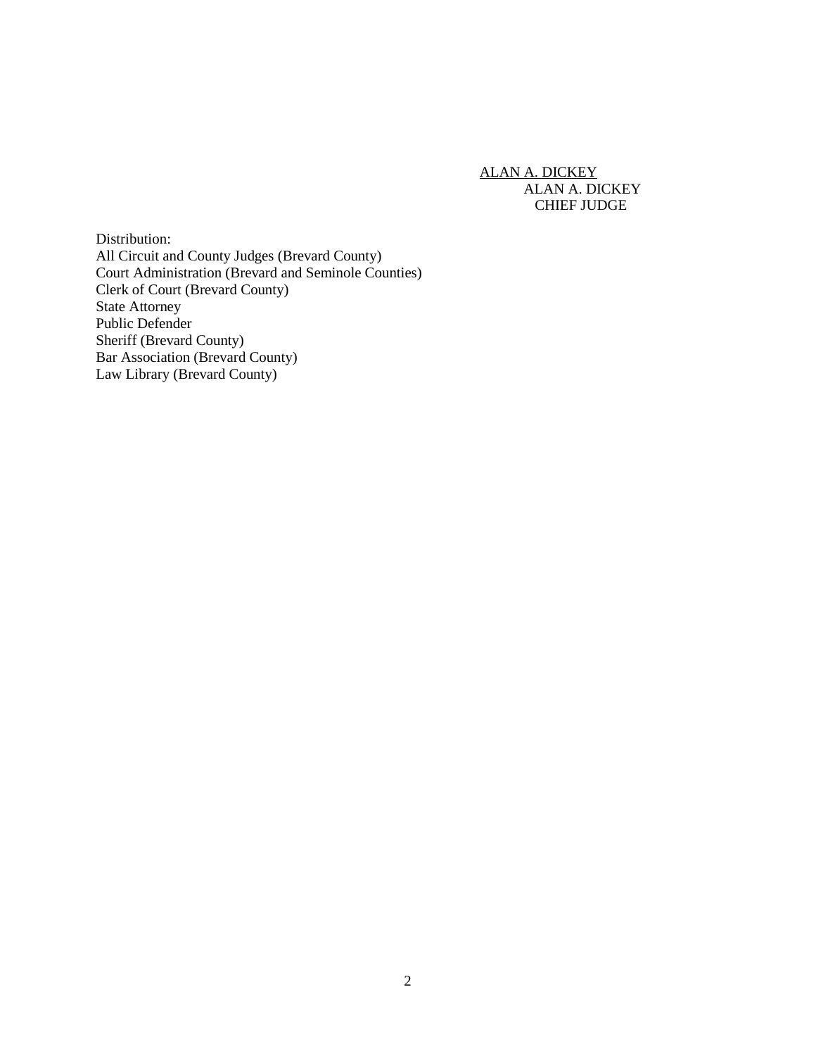ALAN A. DICKEY
ALAN A. DICKEY
CHIEF JUDGE

Distribution:
All Circuit and County Judges (Brevard County)
Court Administration (Brevard and Seminole Counties)
Clerk of Court (Brevard County)
State Attorney
Public Defender
Sheriff (Brevard County)
Bar Association (Brevard County)
Law Library (Brevard County)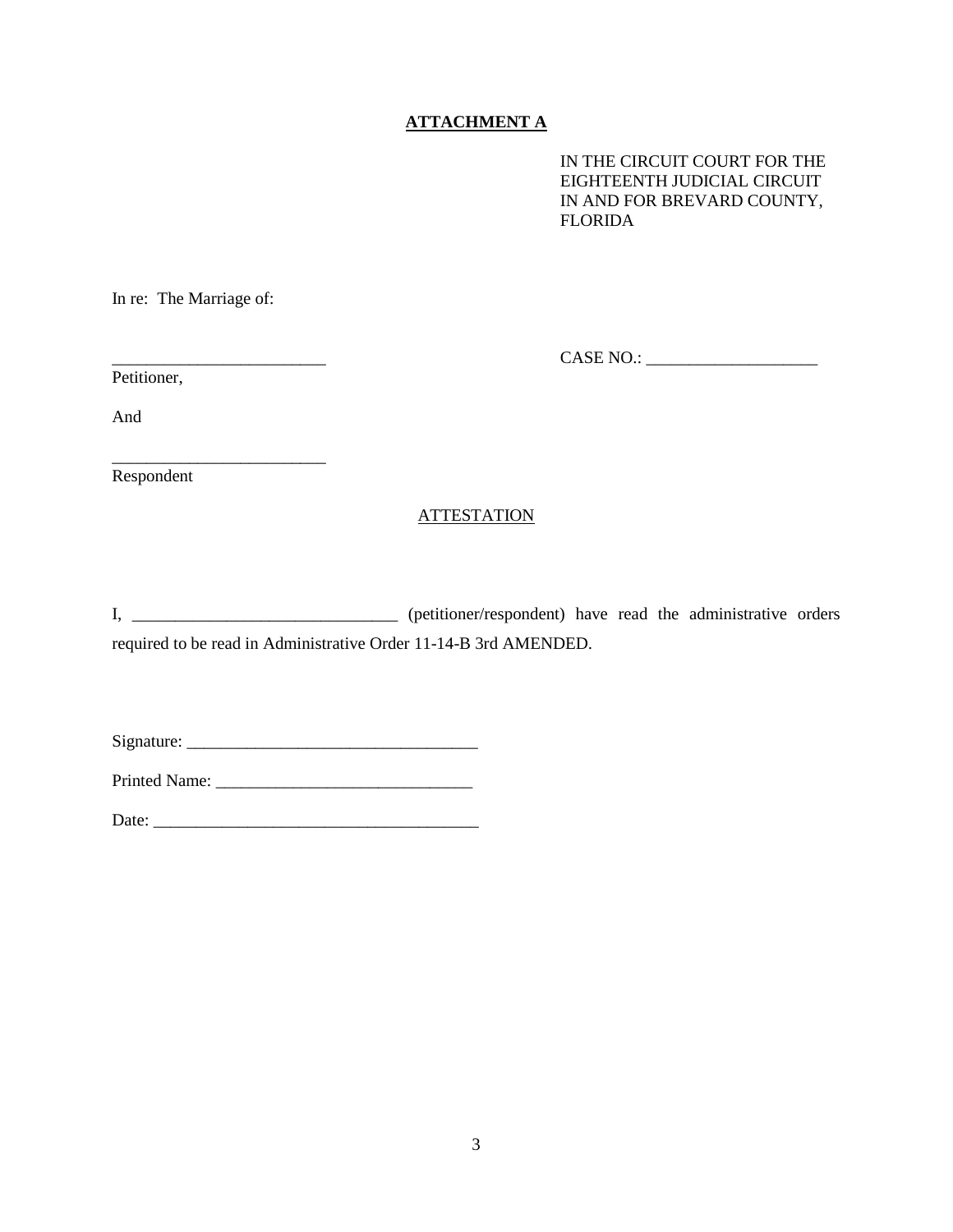**ATTACHMENT A**

IN THE CIRCUIT COURT FOR THE
EIGHTEENTH JUDICIAL CIRCUIT
IN AND FOR BREVARD COUNTY,
FLORIDA

In re: The Marriage of:

_________________________ CASE NO.: ____________________

Petitioner,

And

_________________________

Respondent

ATTESTATION

I, _______________________________ (petitioner/respondent) have read the administrative orders required to be read in Administrative Order 11-14-B 3rd AMENDED.

Signature: __________________________________

Printed Name: ______________________________

Date: ______________________________________